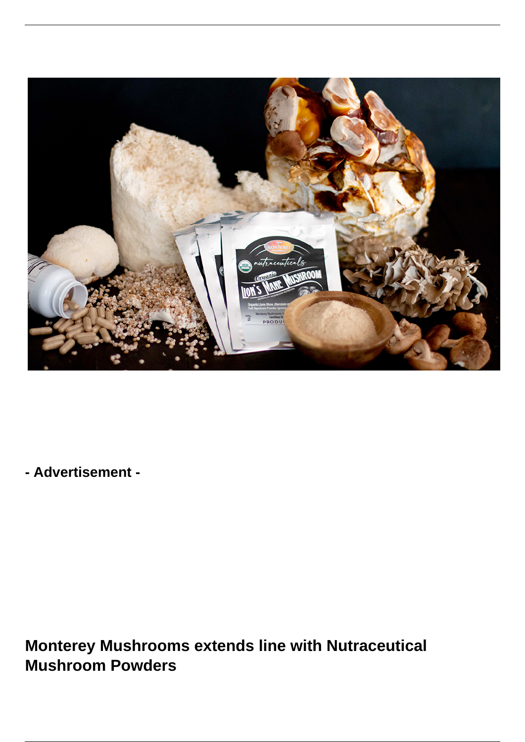- Advertisement -

# Monterey Mushrooms extends line with Nutraceutical Mushroom Powders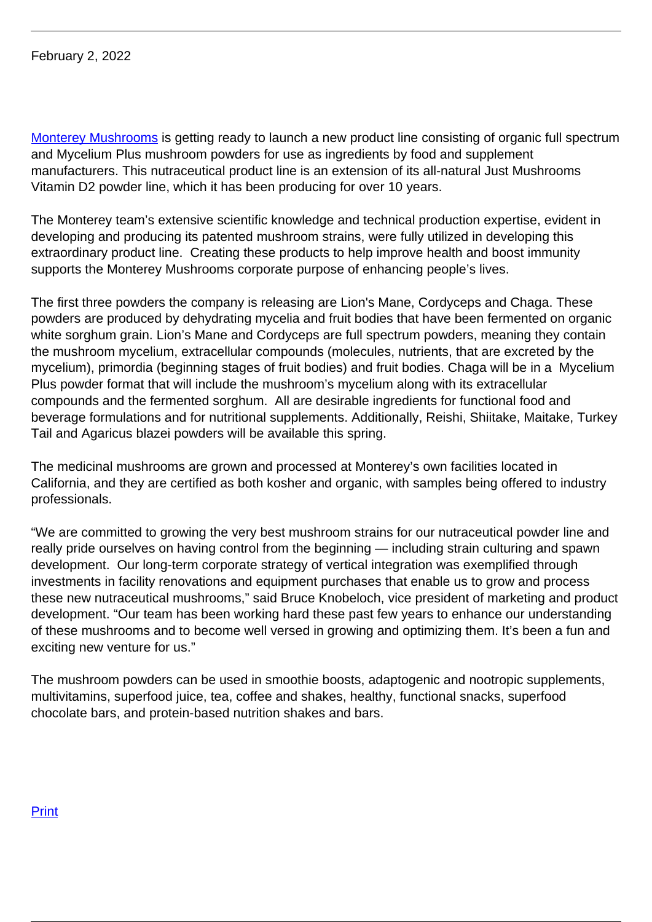February 2, 2022

Monterey Mushrooms is getting ready to launch a new product line consisting of organic full spectrum and Mycelium Plus mushroom powders for use as ingredients by food and supplement manufacturers. This nutraceutical product line is an extension of its all-natural Just Mushrooms Vitamin D2 powder line, which it has been producing for over 10 years.

The Monterey team's extensive scientific knowledge and technical production expertise, evident in developing and producing its patented mushroom strains, were fully utilized in developing this extraordinary product line. Creating these products to help improve health and boost immunity supports the Monterey Mushrooms corporate purpose of enhancing people's lives.

The first three powders the company is releasing are Lion's Mane, Cordyceps and Chaga. These powders are produced by dehydrating mycelia and fruit bodies that have been fermented on organic white sorghum grain. Lion's Mane and Cordyceps are full spectrum powders, meaning they contain the mushroom mycelium, extracellular compounds (molecules, nutrients, that are excreted by the mycelium), primordia (beginning stages of fruit bodies) and fruit bodies. Chaga will be in a Mycelium Plus powder format that will include the mushroom's mycelium along with its extracellular compounds and the fermented sorghum. All are desirable ingredients for functional food and beverage formulations and for nutritional supplements. Additionally, Reishi, Shiitake, Maitake, Turkey Tail and Agaricus blazei powders will be available this spring.

The medicinal mushrooms are grown and processed at Monterey's own facilities located in California, and they are certified as both kosher and organic, with samples being offered to industry professionals.

"We are committed to growing the very best mushroom strains for our nutraceutical powder line and really pride ourselves on having control from the beginning — including strain culturing and spawn development. Our long-term corporate strategy of vertical integration was exemplified through investments in facility renovations and equipment purchases that enable us to grow and process these new nutraceutical mushrooms," said Bruce Knobeloch, vice president of marketing and product development. "Our team has been working hard these past few years to enhance our understanding of these mushrooms and to become well versed in growing and optimizing them. It's been a fun and exciting new venture for us."

The mushroom powders can be used in smoothie boosts, adaptogenic and nootropic supplements, multivitamins, superfood juice, tea, coffee and shakes, healthy, functional snacks, superfood chocolate bars, and protein-based nutrition shakes and bars.

Print